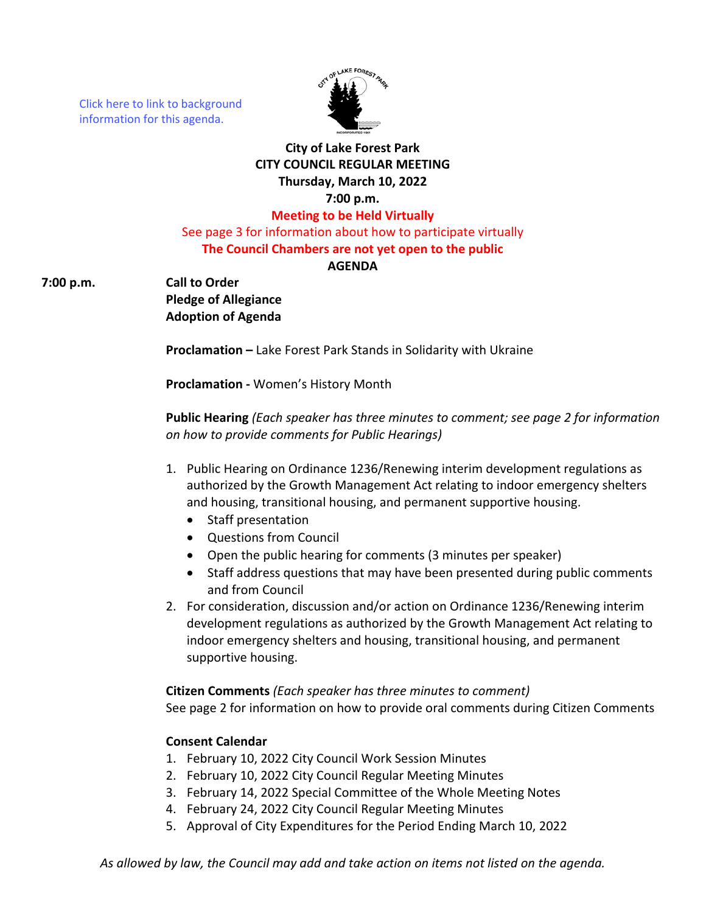Click here to link to background information for this agenda.

# City of Lake Forest Park
## CITY COUNCIL REGULAR MEETING
**Thursday, March 10, 2022**
**7:00 p.m.**

**Meeting to be Held Virtually**

See page 3 for information about how to participate virtually

**The Council Chambers are not yet open to the public**

**AGENDA**

**7:00 p.m.** **Call to Order**
**Pledge of Allegiance**
**Adoption of Agenda**

**Proclamation –** Lake Forest Park Stands in Solidarity with Ukraine

**Proclamation -** Women's History Month

**Public Hearing** *(Each speaker has three minutes to comment; see page 2 for information on how to provide comments for Public Hearings)*

1. Public Hearing on Ordinance 1236/Renewing interim development regulations as authorized by the Growth Management Act relating to indoor emergency shelters and housing, transitional housing, and permanent supportive housing.
   - Staff presentation
   - Questions from Council
   - Open the public hearing for comments (3 minutes per speaker)
   - Staff address questions that may have been presented during public comments and from Council
2. For consideration, discussion and/or action on Ordinance 1236/Renewing interim development regulations as authorized by the Growth Management Act relating to indoor emergency shelters and housing, transitional housing, and permanent supportive housing.

**Citizen Comments** *(Each speaker has three minutes to comment)*
See page 2 for information on how to provide oral comments during Citizen Comments

**Consent Calendar**

1. February 10, 2022 City Council Work Session Minutes
2. February 10, 2022 City Council Regular Meeting Minutes
3. February 14, 2022 Special Committee of the Whole Meeting Notes
4. February 24, 2022 City Council Regular Meeting Minutes
5. Approval of City Expenditures for the Period Ending March 10, 2022

*As allowed by law, the Council may add and take action on items not listed on the agenda.*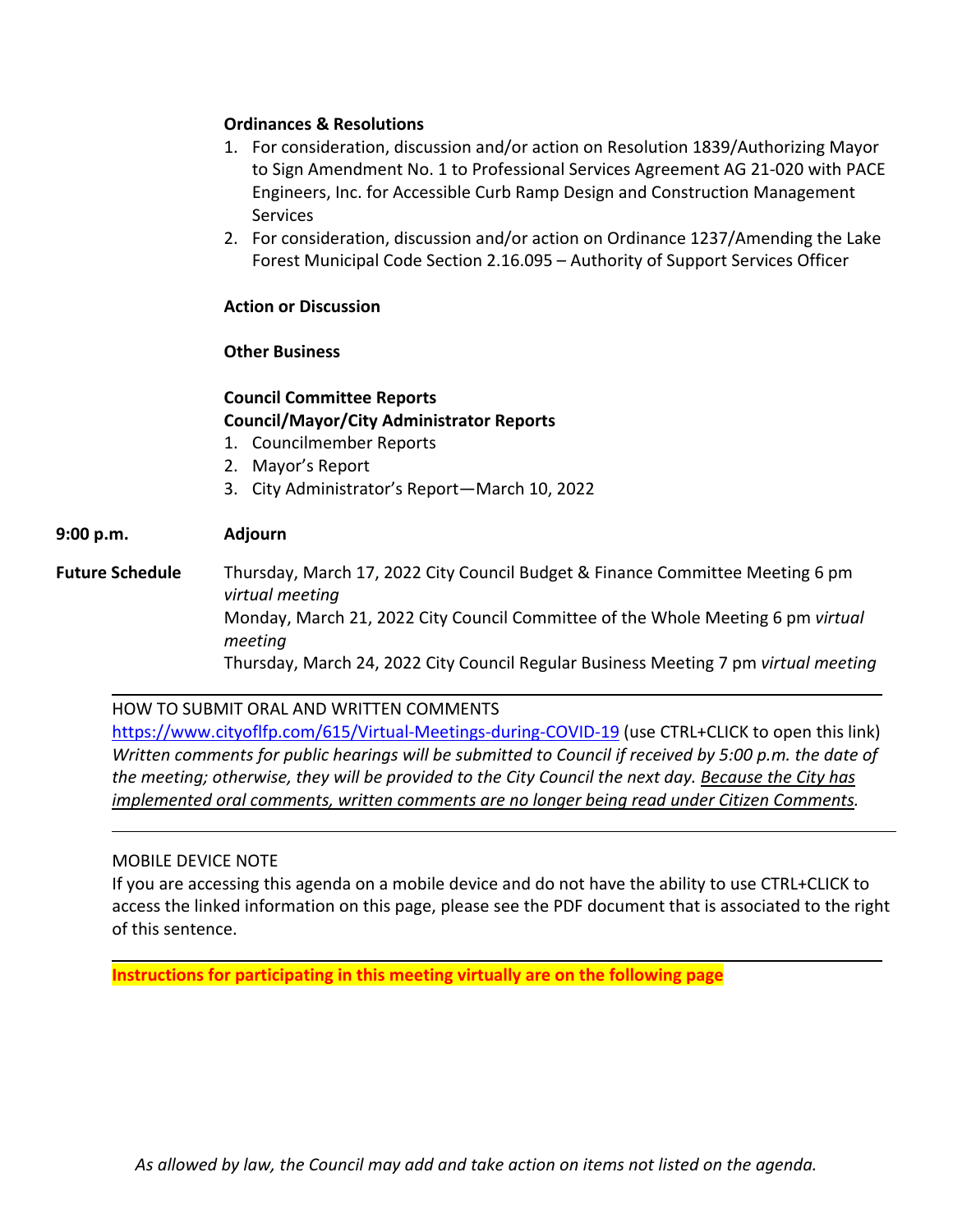**Ordinances & Resolutions**

1. For consideration, discussion and/or action on Resolution 1839/Authorizing Mayor to Sign Amendment No. 1 to Professional Services Agreement AG 21-020 with PACE Engineers, Inc. for Accessible Curb Ramp Design and Construction Management Services
2. For consideration, discussion and/or action on Ordinance 1237/Amending the Lake Forest Municipal Code Section 2.16.095 – Authority of Support Services Officer

**Action or Discussion**

**Other Business**

**Council Committee Reports**
**Council/Mayor/City Administrator Reports**

1. Councilmember Reports
2. Mayor's Report
3. City Administrator's Report—March 10, 2022

**9:00 p.m.** **Adjourn**

**Future Schedule**

Thursday, March 17, 2022 City Council Budget & Finance Committee Meeting 6 pm *virtual meeting*
Monday, March 21, 2022 City Council Committee of the Whole Meeting 6 pm *virtual meeting*
Thursday, March 24, 2022 City Council Regular Business Meeting 7 pm *virtual meeting*

---

HOW TO SUBMIT ORAL AND WRITTEN COMMENTS
https://www.cityoflfp.com/615/Virtual-Meetings-during-COVID-19 (use CTRL+CLICK to open this link)
*Written comments for public hearings will be submitted to Council if received by 5:00 p.m. the date of the meeting; otherwise, they will be provided to the City Council the next day. Because the City has implemented oral comments, written comments are no longer being read under Citizen Comments.*

---

MOBILE DEVICE NOTE
If you are accessing this agenda on a mobile device and do not have the ability to use CTRL+CLICK to access the linked information on this page, please see the PDF document that is associated to the right of this sentence.

---

**Instructions for participating in this meeting virtually are on the following page**

*As allowed by law, the Council may add and take action on items not listed on the agenda.*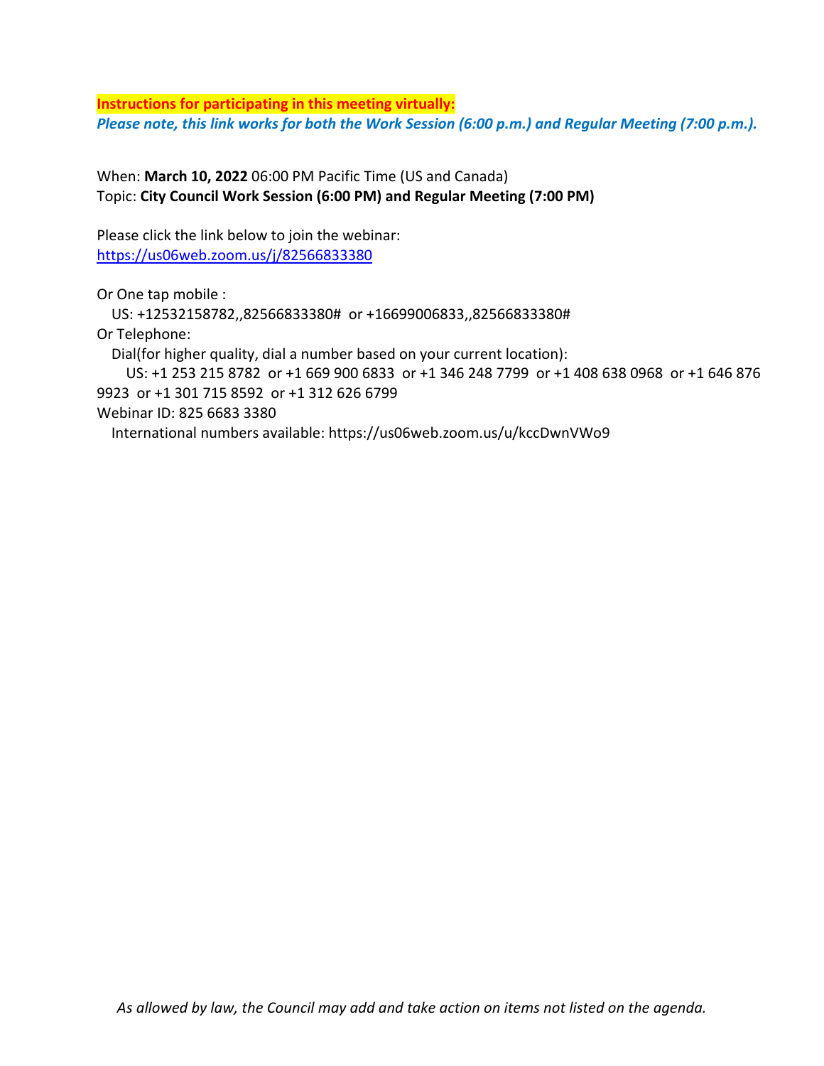**Instructions for participating in this meeting virtually:**

***Please note, this link works for both the Work Session (6:00 p.m.) and Regular Meeting (7:00 p.m.).***

When: **March 10, 2022** 06:00 PM Pacific Time (US and Canada)
Topic: **City Council Work Session (6:00 PM) and Regular Meeting (7:00 PM)**

Please click the link below to join the webinar:
https://us06web.zoom.us/j/82566833380

Or One tap mobile :
US: +12532158782,,82566833380# or +16699006833,,82566833380#
Or Telephone:
Dial(for higher quality, dial a number based on your current location):
US: +1 253 215 8782 or +1 669 900 6833 or +1 346 248 7799 or +1 408 638 0968 or +1 646 876 9923 or +1 301 715 8592 or +1 312 626 6799
Webinar ID: 825 6683 3380
International numbers available: https://us06web.zoom.us/u/kccDwnVWo9

*As allowed by law, the Council may add and take action on items not listed on the agenda.*